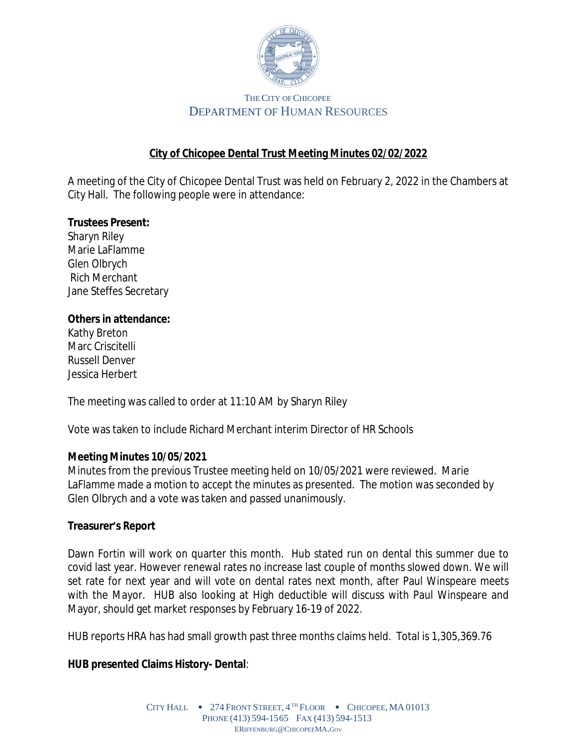THE CITY OF CHICOPEE
DEPARTMENT OF HUMAN RESOURCES

# City of Chicopee Dental Trust Meeting Minutes 02/02/2022

A meeting of the City of Chicopee Dental Trust was held on February 2, 2022 in the Chambers at City Hall. The following people were in attendance:

**Trustees Present:**
Sharyn Riley
Marie LaFlamme
Glen Olbrych
Rich Merchant
Jane Steffes Secretary

**Others in attendance:**
Kathy Breton
Marc Criscitelli
Russell Denver
Jessica Herbert

The meeting was called to order at 11:10 AM by Sharyn Riley

Vote was taken to include Richard Merchant interim Director of HR Schools

**Meeting Minutes 10/05/2021**
Minutes from the previous Trustee meeting held on 10/05/2021 were reviewed. Marie LaFlamme made a motion to accept the minutes as presented. The motion was seconded by Glen Olbrych and a vote was taken and passed unanimously.

**Treasurer's Report**

Dawn Fortin will work on quarter this month. Hub stated run on dental this summer due to covid last year. However renewal rates no increase last couple of months slowed down. We will set rate for next year and will vote on dental rates next month, after Paul Winspeare meets with the Mayor. HUB also looking at High deductible will discuss with Paul Winspeare and Mayor, should get market responses by February 16-19 of 2022.

HUB reports HRA has had small growth past three months claims held. Total is 1,305,369.76

**HUB presented Claims History- Dental**: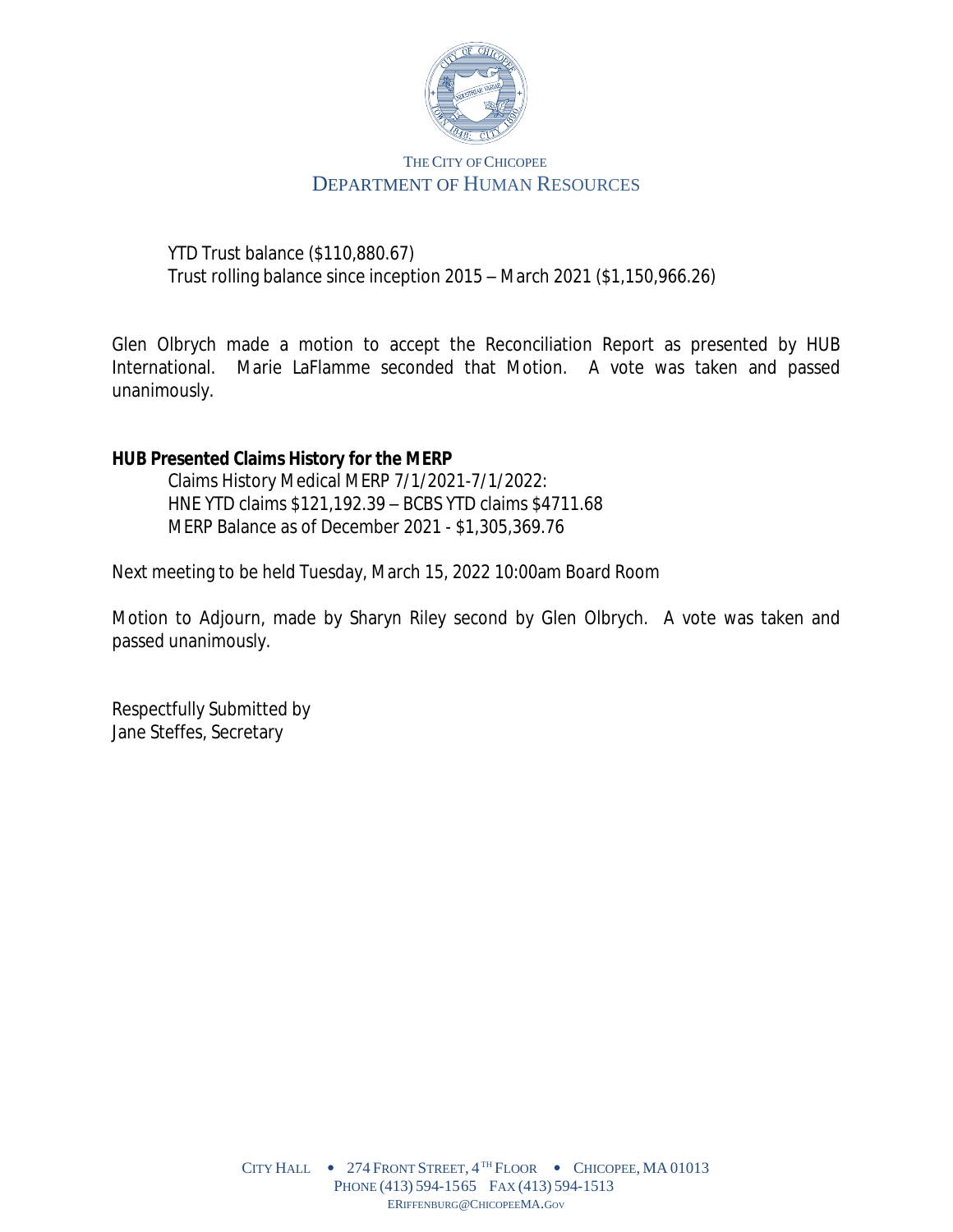YTD Trust balance ($110,880.67)
Trust rolling balance since inception 2015 – March 2021 ($1,150,966.26)

Glen Olbrych made a motion to accept the Reconciliation Report as presented by HUB International. Marie LaFlamme seconded that Motion. A vote was taken and passed unanimously.

**HUB Presented Claims History for the MERP**

Claims History Medical MERP 7/1/2021-7/1/2022:
HNE YTD claims $121,192.39 – BCBS YTD claims $4711.68
MERP Balance as of December 2021 - $1,305,369.76

Next meeting to be held Tuesday, March 15, 2022 10:00am Board Room

Motion to Adjourn, made by Sharyn Riley second by Glen Olbrych. A vote was taken and passed unanimously.

Respectfully Submitted by
Jane Steffes, Secretary